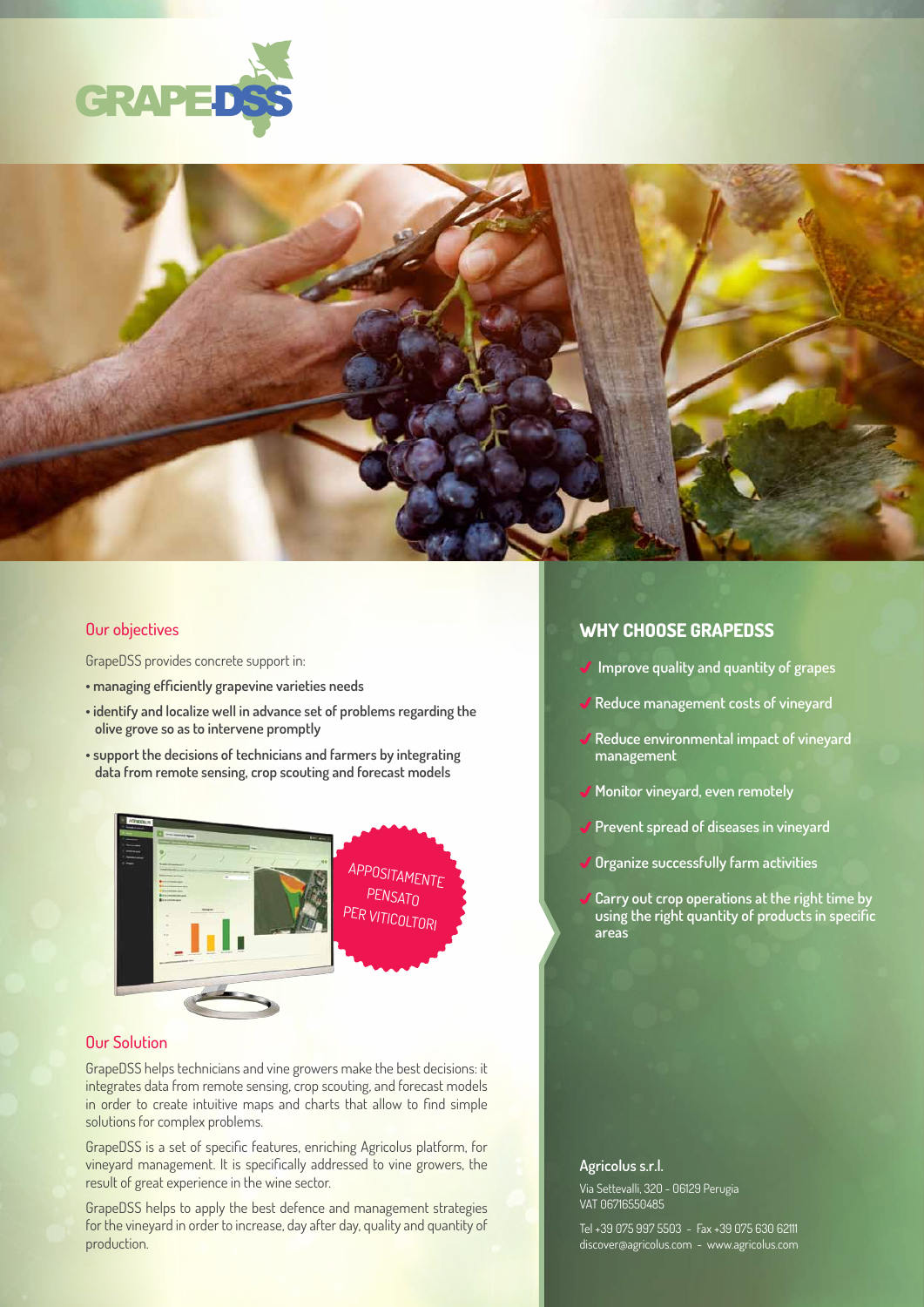# GRAPEDSS

## Our objectives

GrapeDSS provides concrete support in:

- **managing efficiently grapevine varieties needs**
- **identify and localize well in advance set of problems regarding the olive grove so as to intervene promptly**
- **support the decisions of technicians and farmers by integrating data from remote sensing, crop scouting and forecast models**

APPOSITAMENTE PENSATO PER VITICOLTORI

## Our Solution

GrapeDSS helps technicians and vine growers make the best decisions: it integrates data from remote sensing, crop scouting, and forecast models in order to create intuitive maps and charts that allow to find simple solutions for complex problems.

GrapeDSS is a set of specific features, enriching Agricolus platform, for vineyard management. It is specifically addressed to vine growers, the result of great experience in the wine sector.

GrapeDSS helps to apply the best defence and management strategies for the vineyard in order to increase, day after day, quality and quantity of production.

## WHY CHOOSE GRAPEDSS

- ✓ Improve quality and quantity of grapes
- ✓ Reduce management costs of vineyard
- ✓ Reduce environmental impact of vineyard management
- ✓ Monitor vineyard, even remotely
- ✓ Prevent spread of diseases in vineyard
- ✓ Organize successfully farm activities
- ✓ Carry out crop operations at the right time by using the right quantity of products in specific areas

**Agricolus s.r.l.**

Via Settevalli, 320 - 06129 Perugia
VAT 06716550485

Tel +39 075 997 5503 - Fax +39 075 630 62111
discover@agricolus.com - www.agricolus.com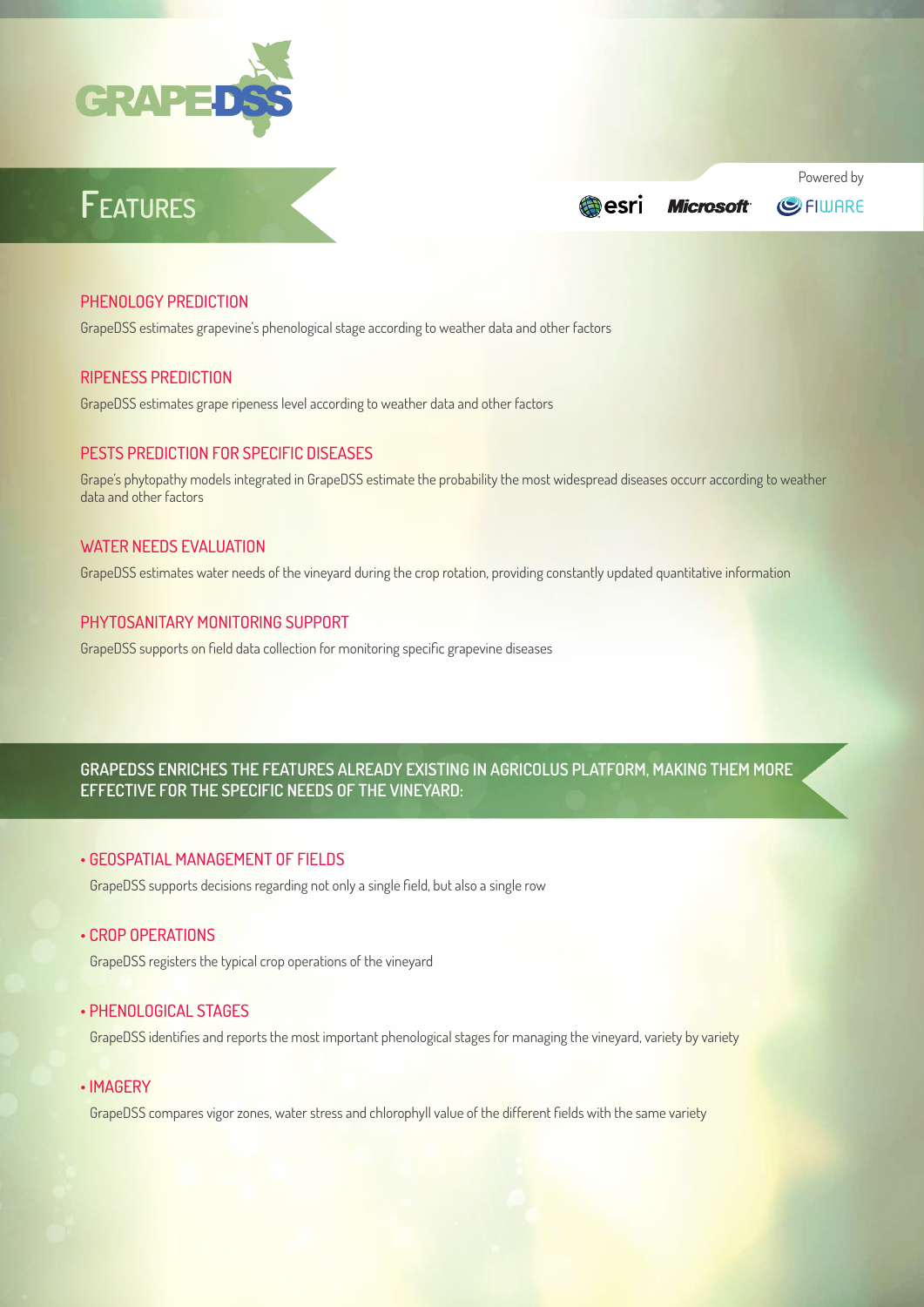GRAPEDSS

# FEATURES

Powered by esri Microsoft FIWARE

## PHENOLOGY PREDICTION

GrapeDSS estimates grapevine's phenological stage according to weather data and other factors

## RIPENESS PREDICTION

GrapeDSS estimates grape ripeness level according to weather data and other factors

## PESTS PREDICTION FOR SPECIFIC DISEASES

Grape's phytopathy models integrated in GrapeDSS estimate the probability the most widespread diseases occurr according to weather data and other factors

## WATER NEEDS EVALUATION

GrapeDSS estimates water needs of the vineyard during the crop rotation, providing constantly updated quantitative information

## PHYTOSANITARY MONITORING SUPPORT

GrapeDSS supports on field data collection for monitoring specific grapevine diseases

## GRAPEDSS ENRICHES THE FEATURES ALREADY EXISTING IN AGRICOLUS PLATFORM, MAKING THEM MORE EFFECTIVE FOR THE SPECIFIC NEEDS OF THE VINEYARD:

- **GEOSPATIAL MANAGEMENT OF FIELDS**

  GrapeDSS supports decisions regarding not only a single field, but also a single row

- **CROP OPERATIONS**

  GrapeDSS registers the typical crop operations of the vineyard

- **PHENOLOGICAL STAGES**

  GrapeDSS identifies and reports the most important phenological stages for managing the vineyard, variety by variety

- **IMAGERY**

  GrapeDSS compares vigor zones, water stress and chlorophyll value of the different fields with the same variety